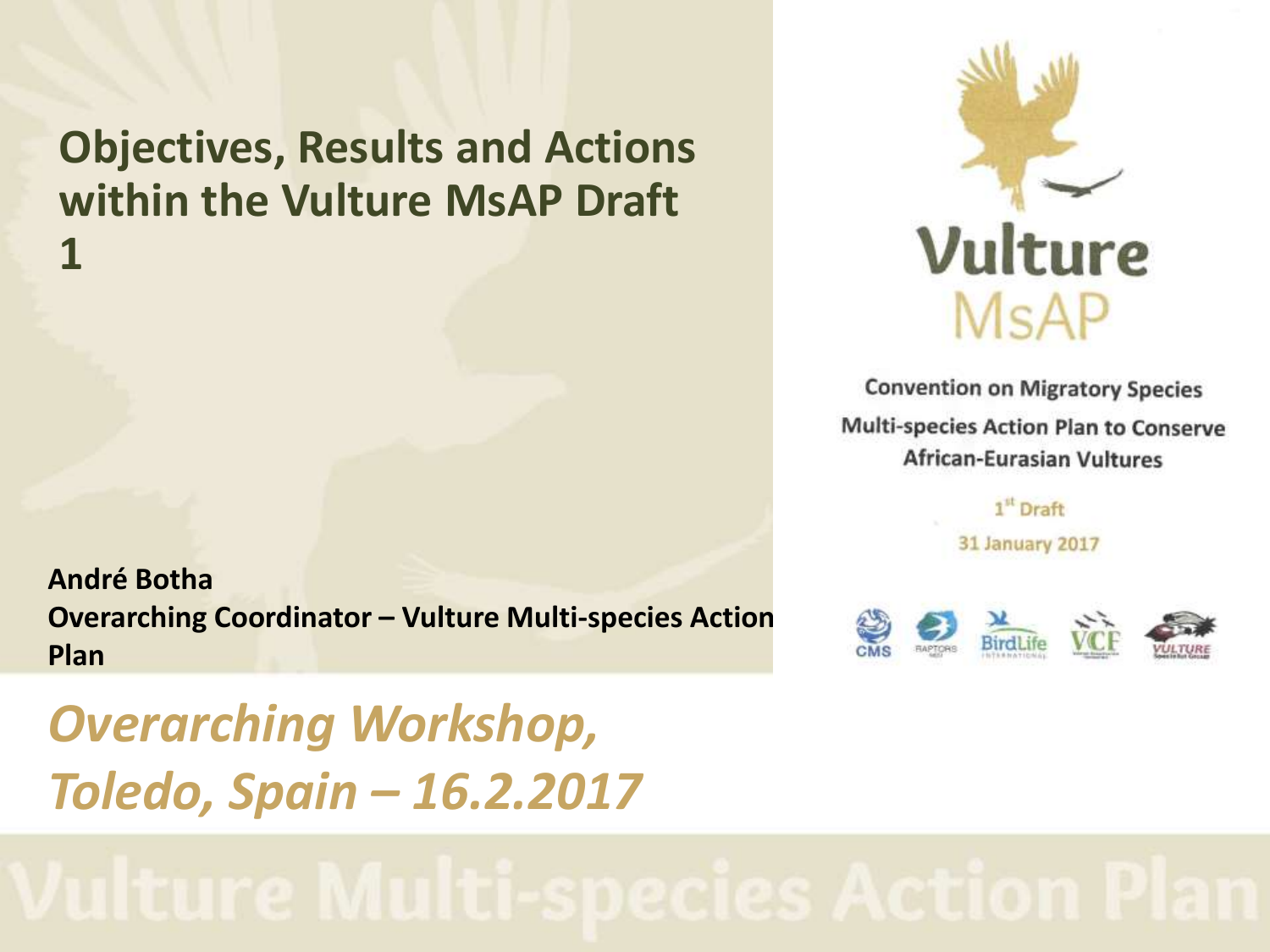# Objectives, Results and Actions within the Vulture MsAP Draft 1

**André Botha**
**Overarching Coordinator – Vulture Multi-species Action Plan**

*Overarching Workshop, Toledo, Spain – 16.2.2017*

Vulture
MsAP

Convention on Migratory Species
Multi-species Action Plan to Conserve African-Eurasian Vultures

1st Draft

31 January 2017

CMS RAPTORS BirdLife VCF VULTURE

Vulture Multi-species Action Plan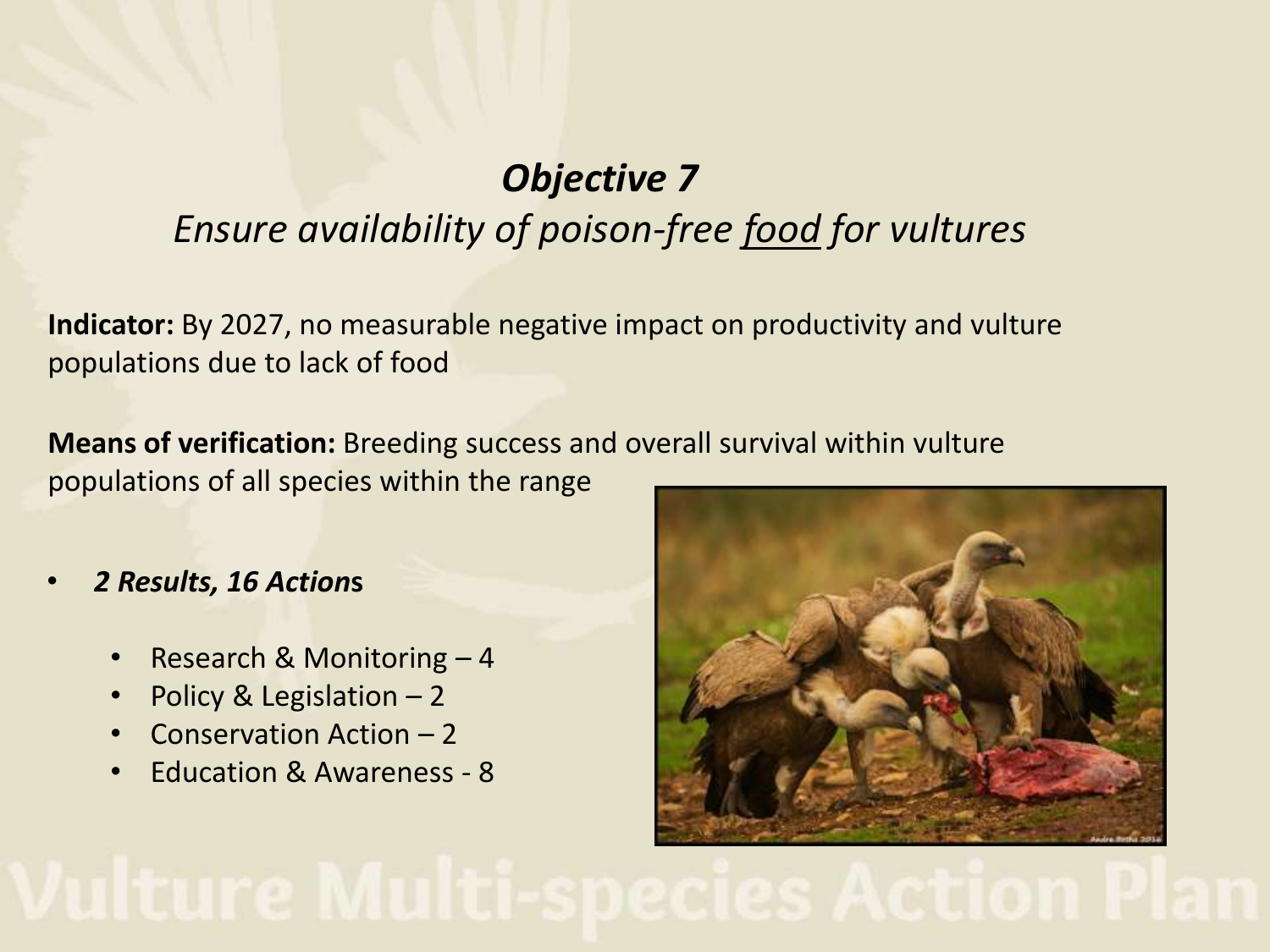## *Objective 7*

### *Ensure availability of poison-free food for vultures*

**Indicator:** By 2027, no measurable negative impact on productivity and vulture populations due to lack of food

**Means of verification:** Breeding success and overall survival within vulture populations of all species within the range

- ***2 Results, 16 Actions***
  - Research & Monitoring – 4
  - Policy & Legislation – 2
  - Conservation Action – 2
  - Education & Awareness - 8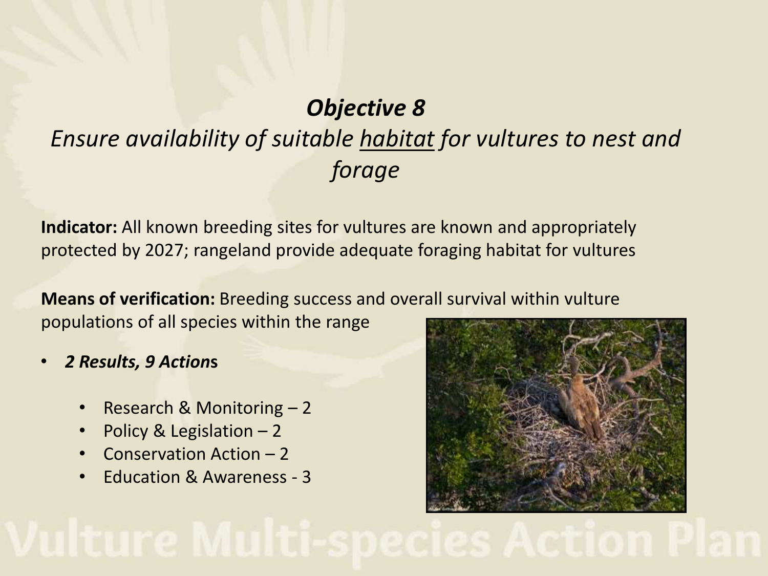## *Objective 8*

## *Ensure availability of suitable habitat for vultures to nest and forage*

**Indicator:** All known breeding sites for vultures are known and appropriately protected by 2027; rangeland provide adequate foraging habitat for vultures

**Means of verification:** Breeding success and overall survival within vulture populations of all species within the range

- ***2 Results, 9 Actions***
  - Research & Monitoring – 2
  - Policy & Legislation – 2
  - Conservation Action – 2
  - Education & Awareness - 3

Vulture Multi-species Action Plan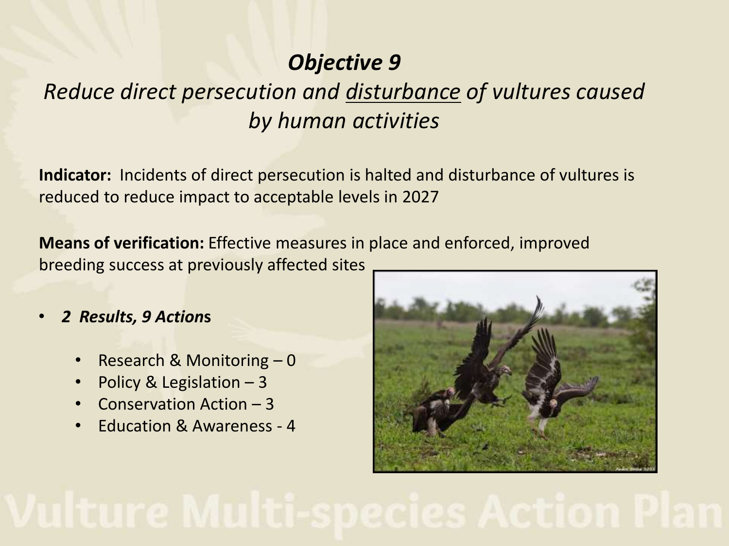# *Objective 9*

## *Reduce direct persecution and disturbance of vultures caused by human activities*

**Indicator:** Incidents of direct persecution is halted and disturbance of vultures is reduced to reduce impact to acceptable levels in 2027

**Means of verification:** Effective measures in place and enforced, improved breeding success at previously affected sites

- ***2 Results, 9 Actions***
  - Research & Monitoring – 0
  - Policy & Legislation – 3
  - Conservation Action – 3
  - Education & Awareness - 4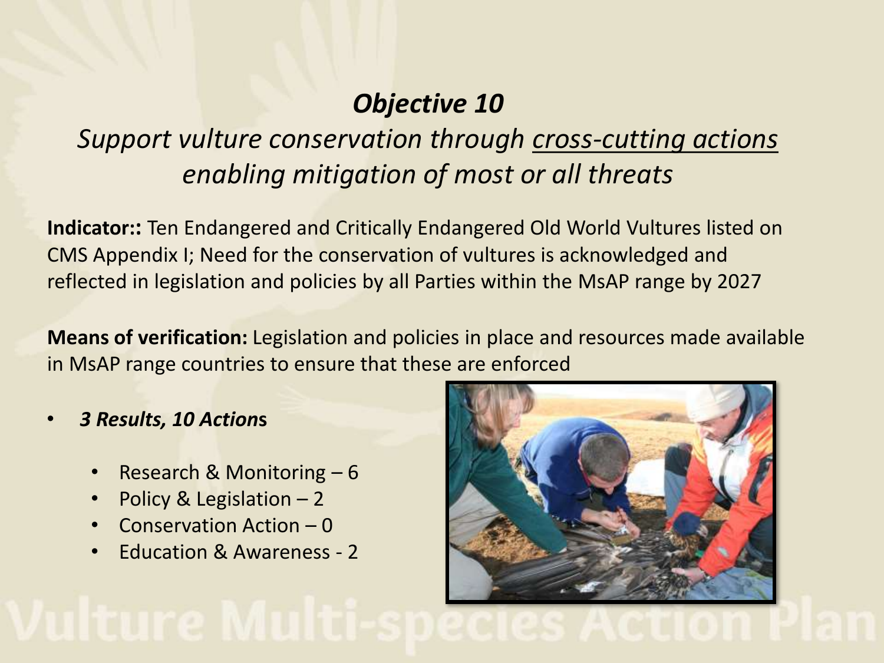# *Objective 10*

## *Support vulture conservation through cross-cutting actions enabling mitigation of most or all threats*

**Indicator::** Ten Endangered and Critically Endangered Old World Vultures listed on CMS Appendix I; Need for the conservation of vultures is acknowledged and reflected in legislation and policies by all Parties within the MsAP range by 2027

**Means of verification:** Legislation and policies in place and resources made available in MsAP range countries to ensure that these are enforced

- ***3 Results, 10 Actions***
  - Research & Monitoring – 6
  - Policy & Legislation – 2
  - Conservation Action – 0
  - Education & Awareness - 2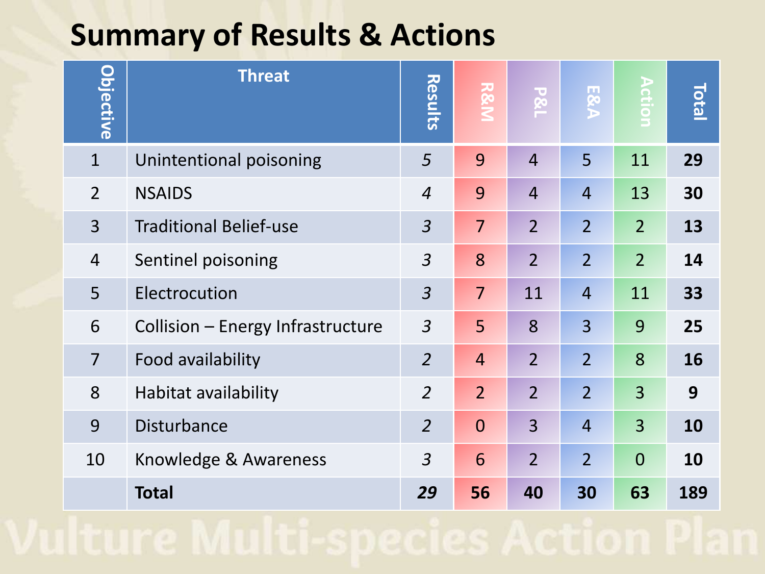# Summary of Results & Actions

| Objective | Threat | Results | R&M | P&L | E&A | Action | Total |
|---|---|---|---|---|---|---|---|
| 1 | Unintentional poisoning | *5* | 9 | 4 | 5 | 11 | **29** |
| 2 | NSAIDS | *4* | 9 | 4 | 4 | 13 | **30** |
| 3 | Traditional Belief-use | *3* | 7 | 2 | 2 | 2 | **13** |
| 4 | Sentinel poisoning | *3* | 8 | 2 | 2 | 2 | **14** |
| 5 | Electrocution | *3* | 7 | 11 | 4 | 11 | **33** |
| 6 | Collision – Energy Infrastructure | *3* | 5 | 8 | 3 | 9 | **25** |
| 7 | Food availability | *2* | 4 | 2 | 2 | 8 | **16** |
| 8 | Habitat availability | *2* | 2 | 2 | 2 | 3 | **9** |
| 9 | Disturbance | *2* | 0 | 3 | 4 | 3 | **10** |
| 10 | Knowledge & Awareness | *3* | 6 | 2 | 2 | 0 | **10** |
| | **Total** | ***29*** | **56** | **40** | **30** | **63** | **189** |

Vulture Multi-species Action Plan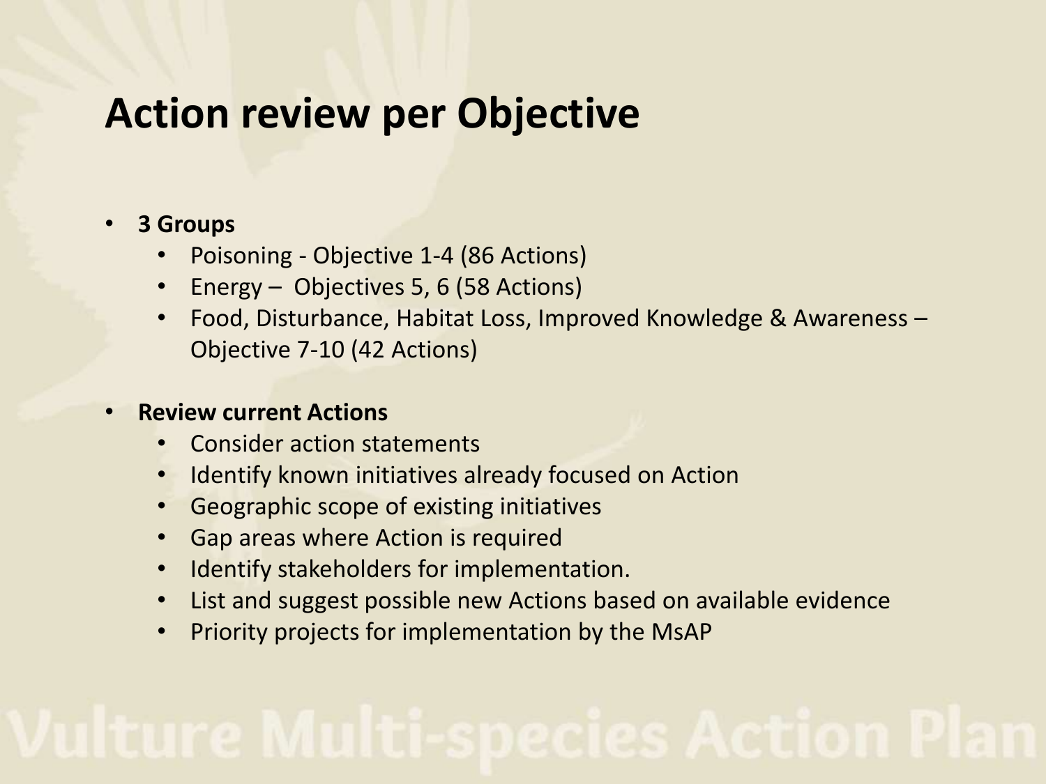# Action review per Objective

- **3 Groups**
  - Poisoning - Objective 1-4 (86 Actions)
  - Energy – Objectives 5, 6 (58 Actions)
  - Food, Disturbance, Habitat Loss, Improved Knowledge & Awareness – Objective 7-10 (42 Actions)
- **Review current Actions**
  - Consider action statements
  - Identify known initiatives already focused on Action
  - Geographic scope of existing initiatives
  - Gap areas where Action is required
  - Identify stakeholders for implementation.
  - List and suggest possible new Actions based on available evidence
  - Priority projects for implementation by the MsAP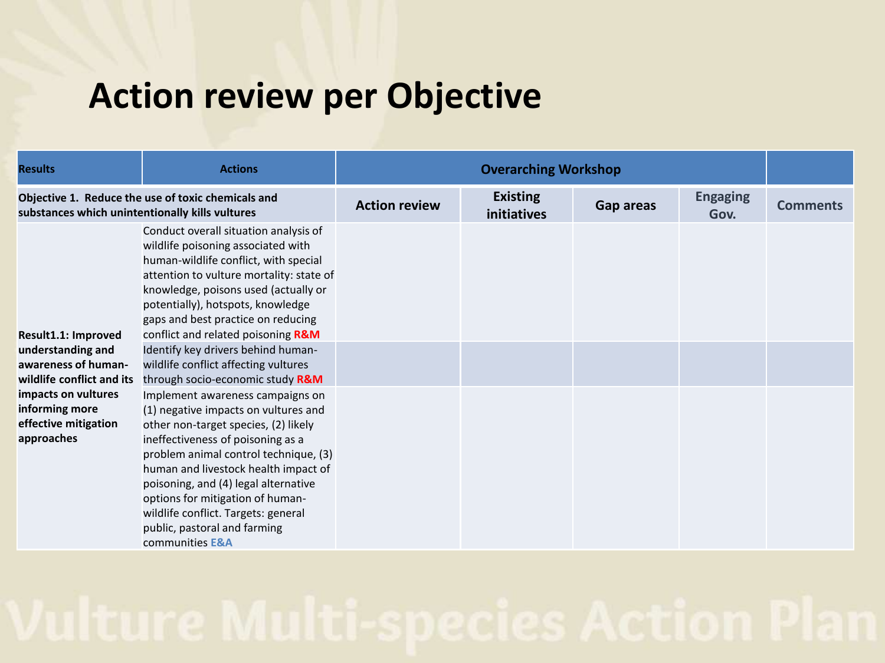# Action review per Objective

| Results | Actions | Overarching Workshop | | | | |
|---|---|---|---|---|---|---|
| Objective 1. Reduce the use of toxic chemicals and substances which unintentionally kills vultures | | Action review | Existing initiatives | Gap areas | Engaging Gov. | Comments |
| Result1.1: Improved understanding and awareness of human-wildlife conflict and its impacts on vultures informing more effective mitigation approaches | Conduct overall situation analysis of wildlife poisoning associated with human-wildlife conflict, with special attention to vulture mortality: state of knowledge, poisons used (actually or potentially), hotspots, knowledge gaps and best practice on reducing conflict and related poisoning **R&M** | | | | | |
| | Identify key drivers behind human-wildlife conflict affecting vultures through socio-economic study **R&M** | | | | | |
| | Implement awareness campaigns on (1) negative impacts on vultures and other non-target species, (2) likely ineffectiveness of poisoning as a problem animal control technique, (3) human and livestock health impact of poisoning, and (4) legal alternative options for mitigation of human-wildlife conflict. Targets: general public, pastoral and farming communities **E&A** | | | | | |

Vulture Multi-species Action Plan